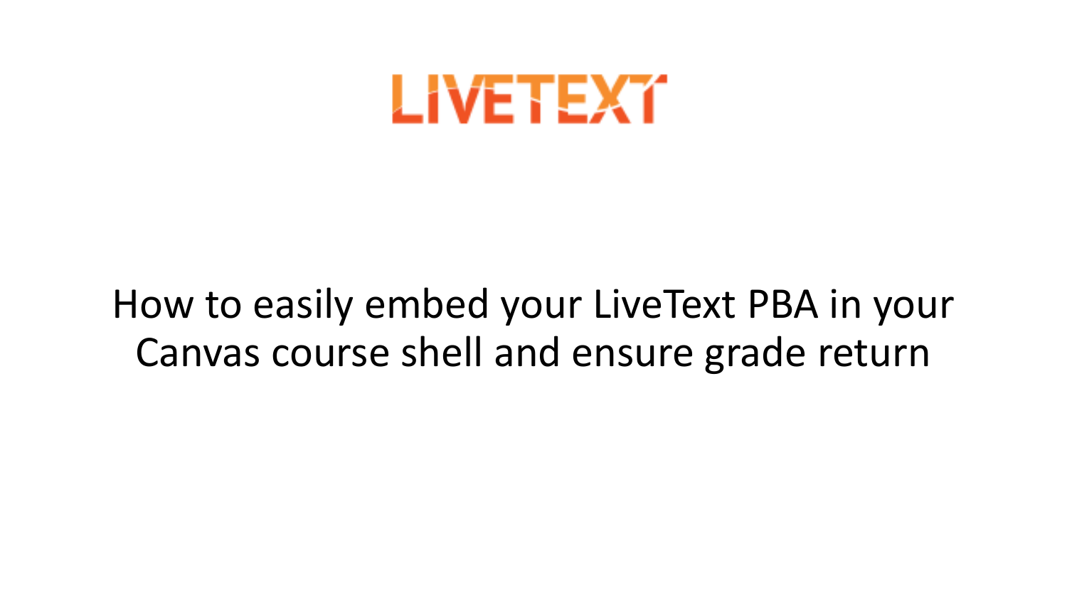# LIVETEXT

How to easily embed your LiveText PBA in your Canvas course shell and ensure grade return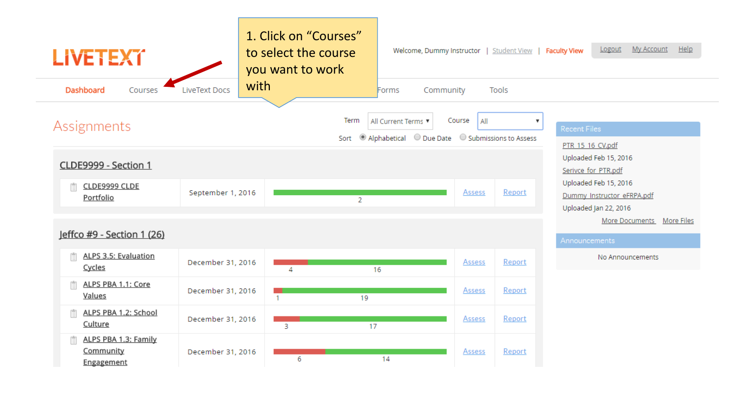LIVETEXT

Welcome, Dummy Instructor | Student View | Faculty View

Logout My Account Help

Dashboard Courses LiveText Docs Forms Community Tools

1. Click on "Courses" to select the course you want to work with

# Assignments

Term: All Current Terms  Course: All

Sort: Alphabetical  Due Date  Submissions to Assess

## CLDE9999 - Section 1

| | | | | |
|---|---|---|---|---|
| CLDE9999 CLDE Portfolio | September 1, 2016 | 2 | Assess | Report |

## Jeffco #9 - Section 1 (26)

| | | | | |
|---|---|---|---|---|
| ALPS 3.5: Evaluation Cycles | December 31, 2016 | 4 16 | Assess | Report |
| ALPS PBA 1.1: Core Values | December 31, 2016 | 1 19 | Assess | Report |
| ALPS PBA 1.2: School Culture | December 31, 2016 | 3 17 | Assess | Report |
| ALPS PBA 1.3: Family Community Engagement | December 31, 2016 | 6 14 | Assess | Report |

**Recent Files**

PTR 15 16 CV.pdf
Uploaded Feb 15, 2016
Serivce for PTR.pdf
Uploaded Feb 15, 2016
Dummy Instructor eFRPA.pdf
Uploaded Jan 22, 2016

More Documents More Files

**Announcements**

No Announcements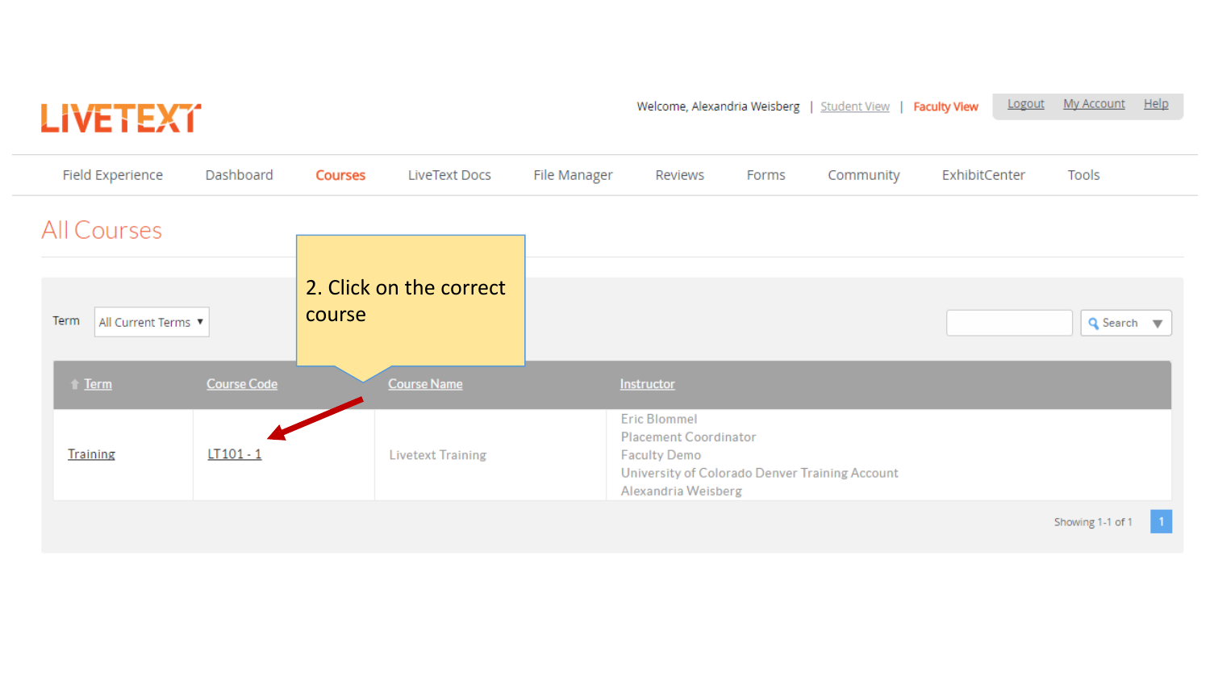LIVETEXT

Welcome, Alexandria Weisberg | Student View | Faculty View | Logout My Account Help

Field Experience | Dashboard | Courses | LiveText Docs | File Manager | Reviews | Forms | Community | ExhibitCenter | Tools

# All Courses

2. Click on the correct course

Term: All Current Terms

Search

| Term | Course Code | Course Name | Instructor |
|---|---|---|---|
| Training | LT101 - 1 | Livetext Training | Eric Blommel<br>Placement Coordinator<br>Faculty Demo<br>University of Colorado Denver Training Account<br>Alexandria Weisberg |

Showing 1-1 of 1 | 1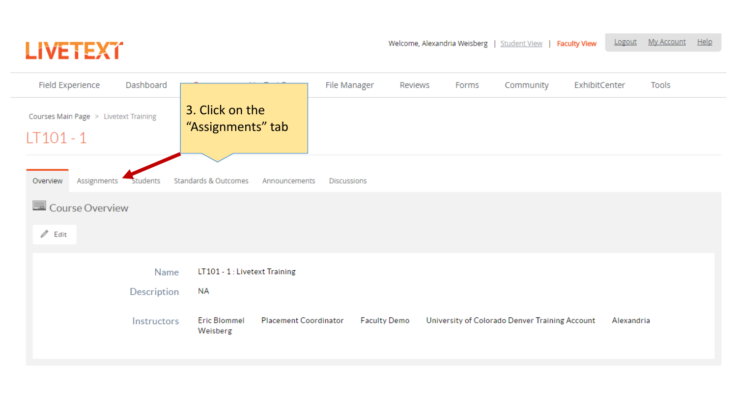LIVETEXT

Welcome, Alexandria Weisberg | Student View | Faculty View

Logout My Account Help

Field Experience Dashboard File Manager Reviews Forms Community ExhibitCenter Tools

3. Click on the “Assignments” tab

Courses Main Page > Livetext Training

# LT101 - 1

Overview Assignments Students Standards & Outcomes Announcements Discussions

## Course Overview

Edit

| | |
|---|---|
| Name | LT101 - 1 : Livetext Training |
| Description | NA |
| Instructors | Eric Blommel Placement Coordinator Faculty Demo University of Colorado Denver Training Account Alexandria Weisberg |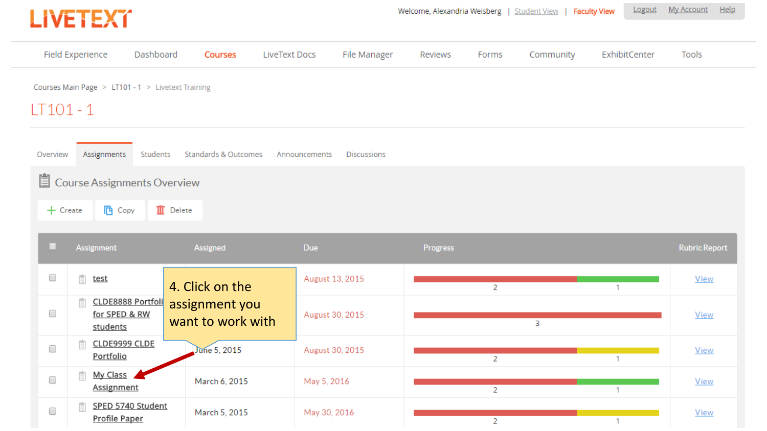LIVETEXT

Welcome, Alexandria Weisberg | Student View | Faculty View | Logout My Account Help

Field Experience Dashboard Courses LiveText Docs File Manager Reviews Forms Community ExhibitCenter Tools

Courses Main Page > LT101 - 1 > Livetext Training

# LT101 - 1

Overview Assignments Students Standards & Outcomes Announcements Discussions

## Course Assignments Overview

Create Copy Delete

| | Assignment | Assigned | Due | Progress | Rubric Report |
|---|---|---|---|---|---|
| | test | | August 13, 2015 | 2 1 | View |
| | CLDE8888 Portfolio for SPED & RW students | | August 30, 2015 | 3 | View |
| | CLDE9999 CLDE Portfolio | June 5, 2015 | August 30, 2015 | 2 1 | View |
| | My Class Assignment | March 6, 2015 | May 5, 2016 | 2 1 | View |
| | SPED 5740 Student Profile Paper | March 5, 2015 | May 30, 2016 | 2 1 | View |

4. Click on the assignment you want to work with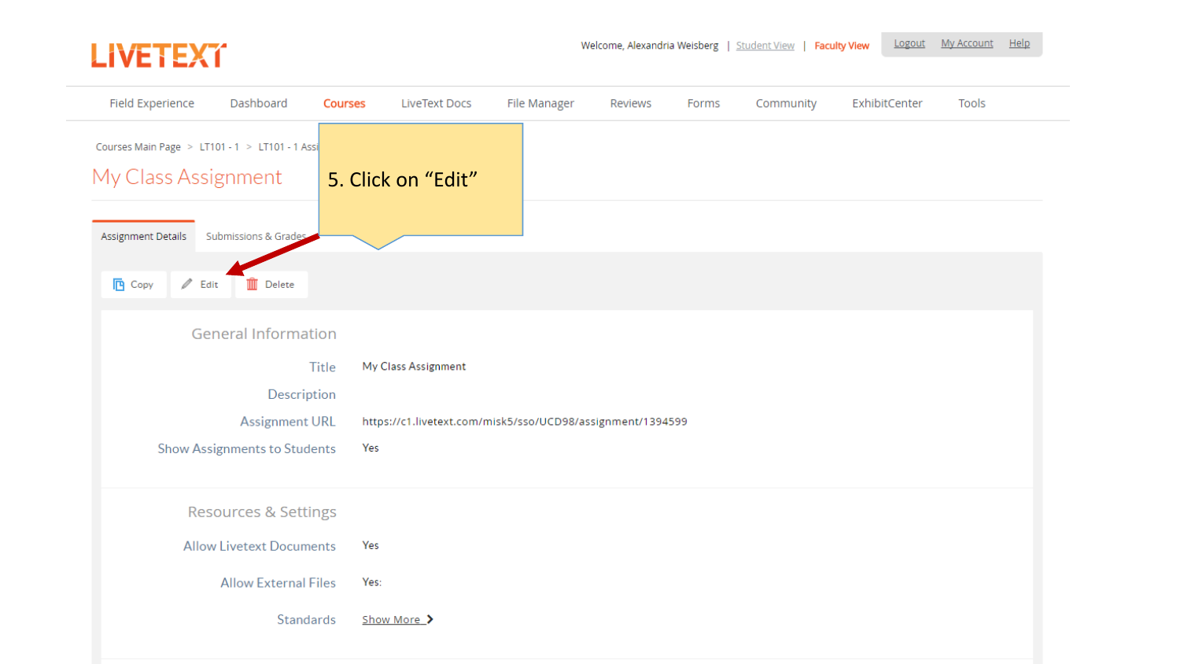LIVETEXT

Welcome, Alexandria Weisberg | Student View | Faculty View | Logout My Account Help

Field Experience Dashboard Courses LiveText Docs File Manager Reviews Forms Community ExhibitCenter Tools

Courses Main Page > LT101 - 1 > LT101 - 1 Assi

# My Class Assignment

5. Click on "Edit"

Assignment Details Submissions & Grades

Copy Edit Delete

## General Information

| | |
|---|---|
| Title | My Class Assignment |
| Description | |
| Assignment URL | https://c1.livetext.com/misk5/sso/UCD98/assignment/1394599 |
| Show Assignments to Students | Yes |

## Resources & Settings

| | |
|---|---|
| Allow Livetext Documents | Yes |
| Allow External Files | Yes: |
| Standards | Show More |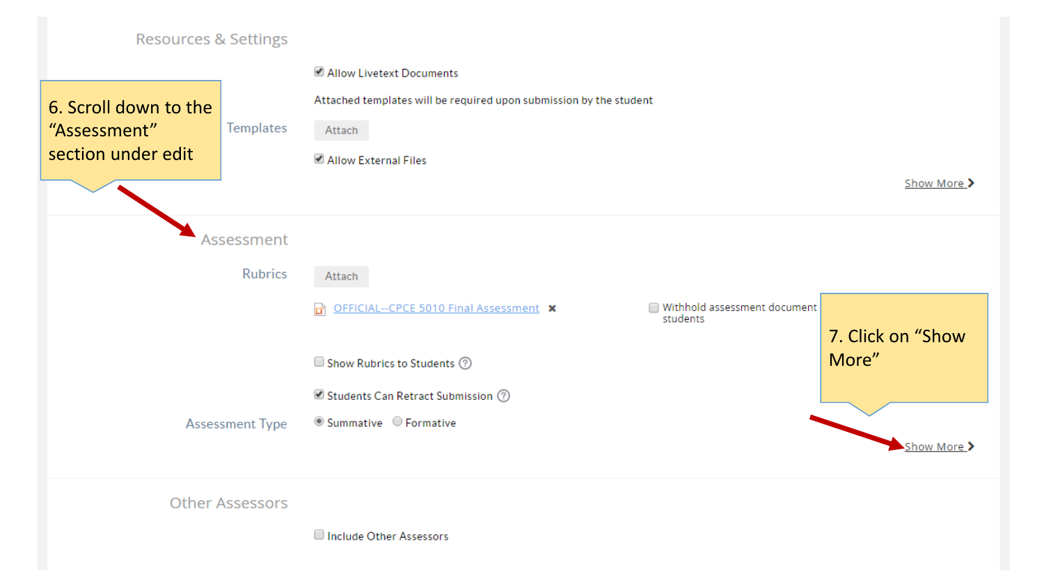## Resources & Settings

- [x] Allow Livetext Documents

Templates

Attached templates will be required upon submission by the student

Attach

- [x] Allow External Files

Show More ›

> 6. Scroll down to the "Assessment" section under edit

## Assessment

Rubrics

Attach

OFFICIAL--CPCE 5010 Final Assessment ✖

- [ ] Withhold assessment document students

- [ ] Show Rubrics to Students

- [x] Students Can Retract Submission

Assessment Type

- (•) Summative
- ( ) Formative

> 7. Click on "Show More"

Show More ›

## Other Assessors

- [ ] Include Other Assessors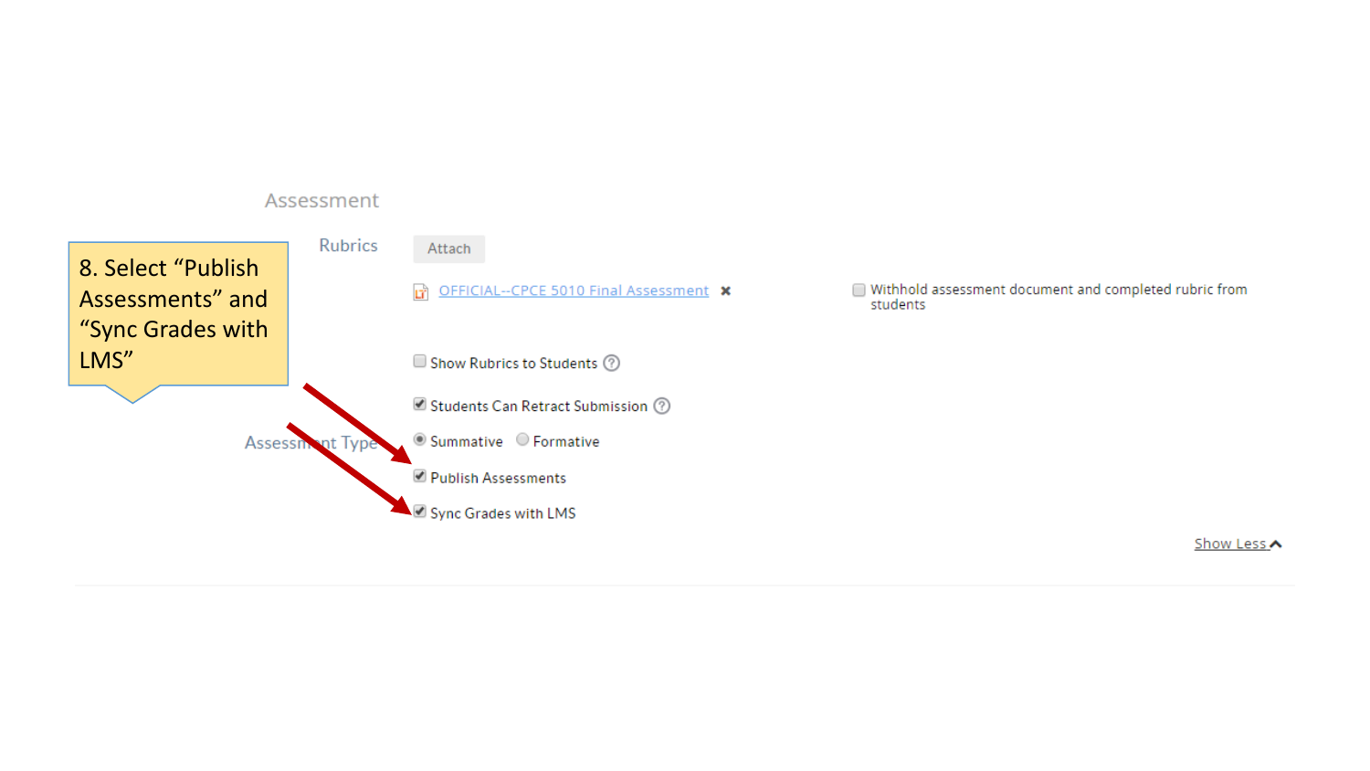8. Select "Publish Assessments" and "Sync Grades with LMS"

Assessment

Rubrics

Attach

OFFICIAL--CPCE 5010 Final Assessment

Withhold assessment document and completed rubric from students

Show Rubrics to Students

Students Can Retract Submission

Assessment Type

Summative Formative

Publish Assessments

Sync Grades with LMS

Show Less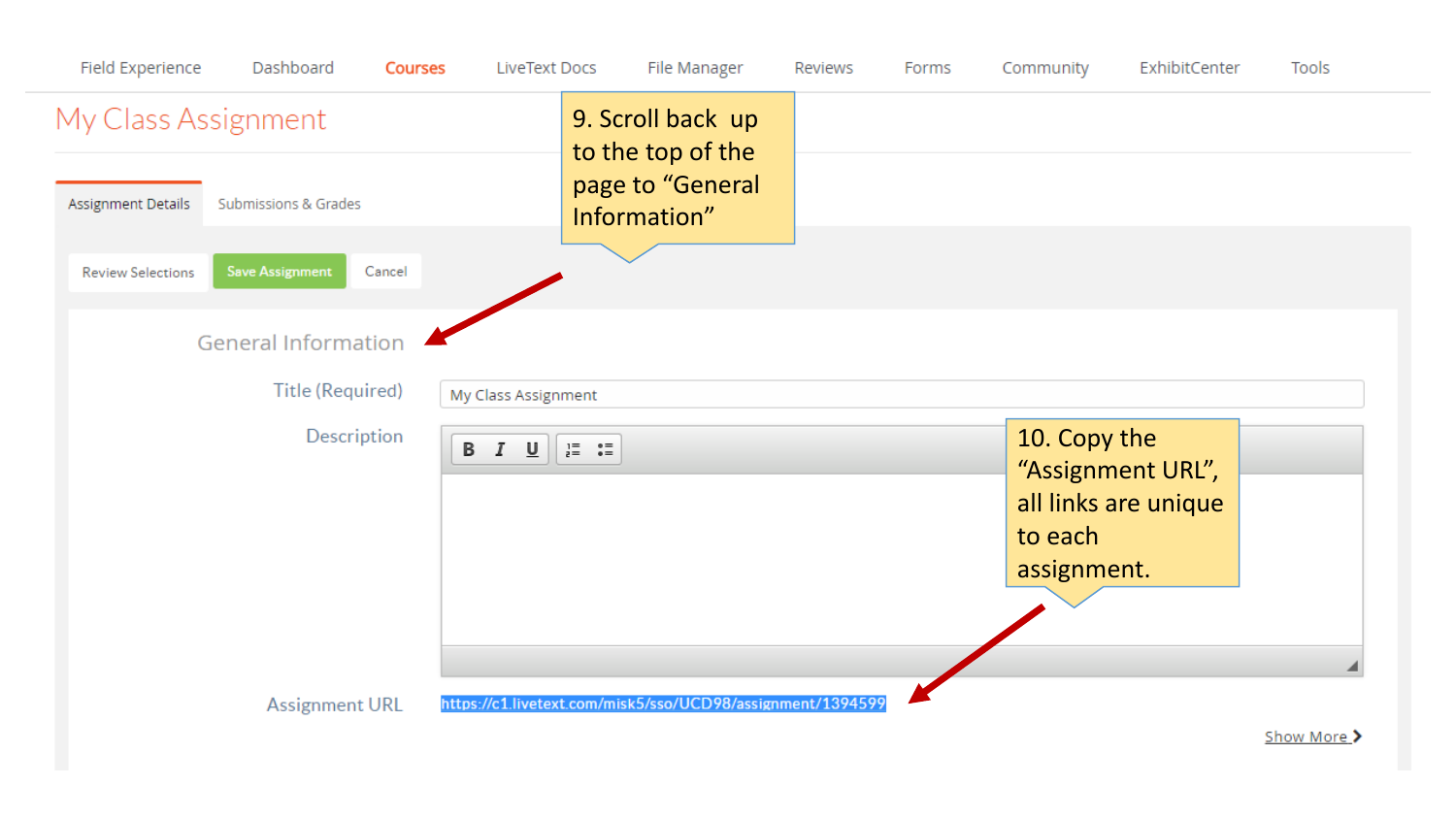Field Experience Dashboard Courses LiveText Docs File Manager Reviews Forms Community ExhibitCenter Tools

# My Class Assignment

9. Scroll back up to the top of the page to "General Information"

Assignment Details Submissions & Grades

Review Selections Save Assignment Cancel

General Information

Title (Required) My Class Assignment

Description

10. Copy the "Assignment URL", all links are unique to each assignment.

Assignment URL https://c1.livetext.com/misk5/sso/UCD98/assignment/1394599

Show More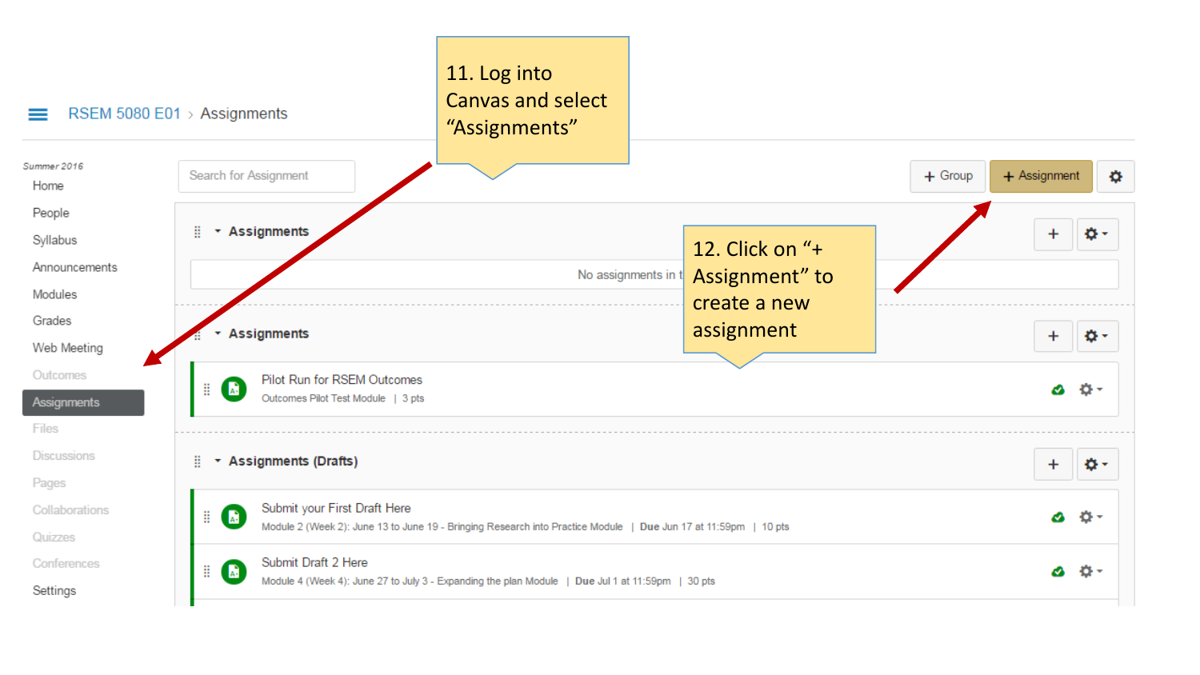11. Log into Canvas and select "Assignments"

12. Click on "+ Assignment" to create a new assignment

RSEM 5080 E01 › Assignments

Summer 2016

- Home
- People
- Syllabus
- Announcements
- Modules
- Grades
- Web Meeting
- Outcomes
- Assignments
- Files
- Discussions
- Pages
- Collaborations
- Quizzes
- Conferences
- Settings

Search for Assignment

+ Group | + Assignment

**Assignments**

No assignments in t

**Assignments**

Pilot Run for RSEM Outcomes
Outcomes Pilot Test Module | 3 pts

**Assignments (Drafts)**

Submit your First Draft Here
Module 2 (Week 2): June 13 to June 19 - Bringing Research into Practice Module | Due Jun 17 at 11:59pm | 10 pts

Submit Draft 2 Here
Module 4 (Week 4): June 27 to July 3 - Expanding the plan Module | Due Jul 1 at 11:59pm | 30 pts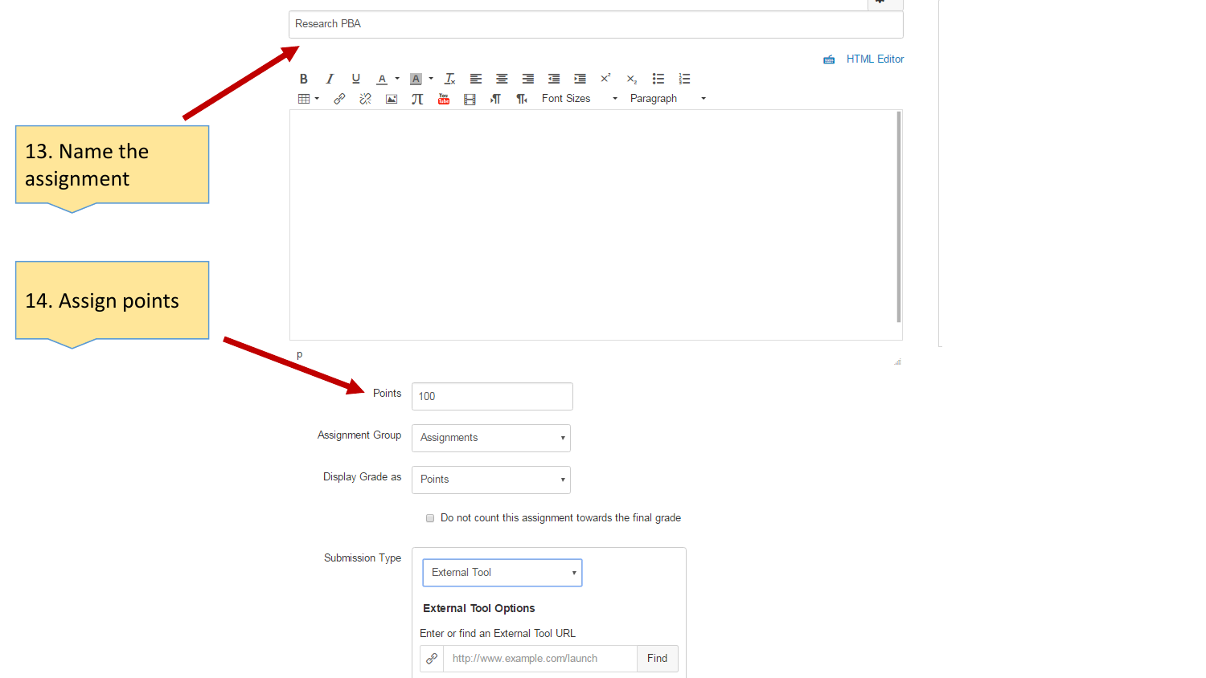13. Name the assignment

Research PBA

HTML Editor

Font Sizes

Paragraph

p

14. Assign points

Points 100

Assignment Group Assignments

Display Grade as Points

Do not count this assignment towards the final grade

Submission Type External Tool

**External Tool Options**

Enter or find an External Tool URL

http://www.example.com/launch Find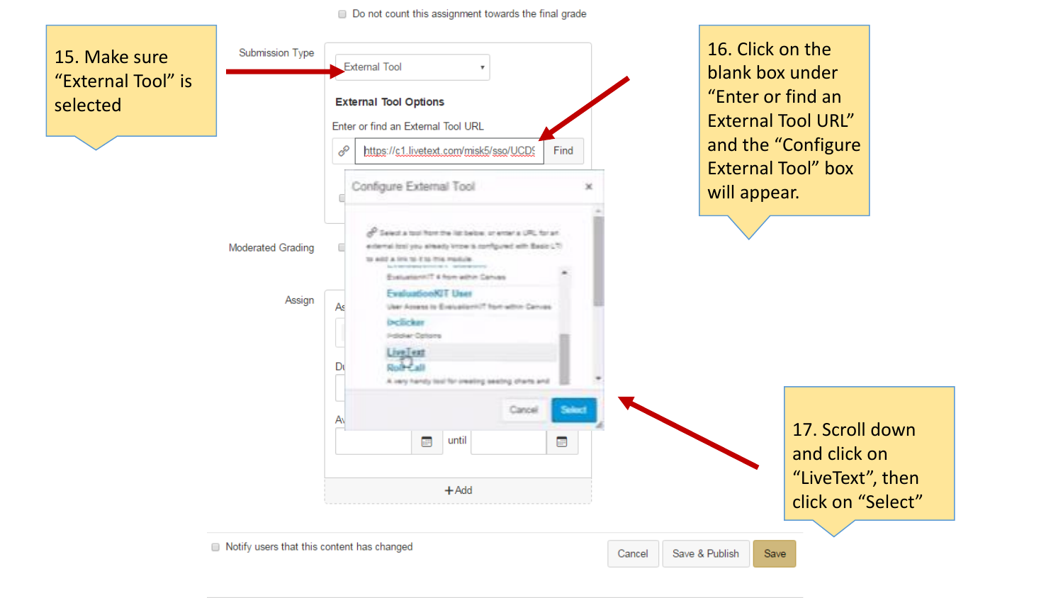Do not count this assignment towards the final grade

15. Make sure "External Tool" is selected

Submission Type

External Tool

External Tool Options

Enter or find an External Tool URL

https://c1.livetext.com/misk5/sso/UCD

Find

16. Click on the blank box under "Enter or find an External Tool URL" and the "Configure External Tool" box will appear.

Configure External Tool

Moderated Grading

Assign

EvaluationKIT User

i>clicker

LiveText

Roll Call

Cancel

Select

until

17. Scroll down and click on "LiveText", then click on "Select"

+Add

Notify users that this content has changed

Cancel

Save & Publish

Save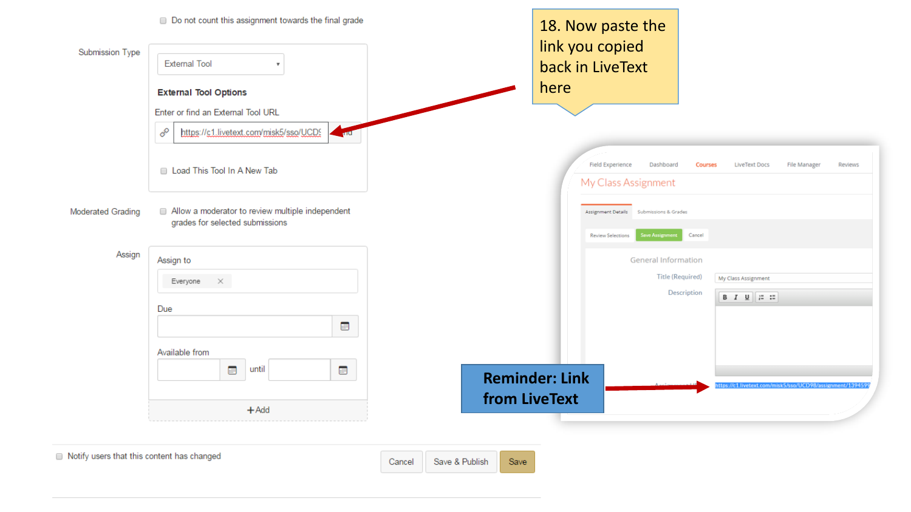Do not count this assignment towards the final grade

Submission Type

External Tool

**External Tool Options**

Enter or find an External Tool URL

https://c1.livetext.com/misk5/sso/UCD9

Load This Tool In A New Tab

Moderated Grading

Allow a moderator to review multiple independent grades for selected submissions

Assign

Assign to

Everyone

Due

Available from

until

+Add

Notify users that this content has changed

Cancel | Save & Publish | Save

18. Now paste the link you copied back in LiveText here

Field Experience | Dashboard | Courses | LiveText Docs | File Manager | Reviews

My Class Assignment

Assignment Details | Submissions & Grades

Review Selections | Save Assignment | Cancel

General Information

Title (Required) My Class Assignment

Description

Assignment URL https://c1.livetext.com/misk5/sso/UCD98/assignment/139459

**Reminder: Link from LiveText**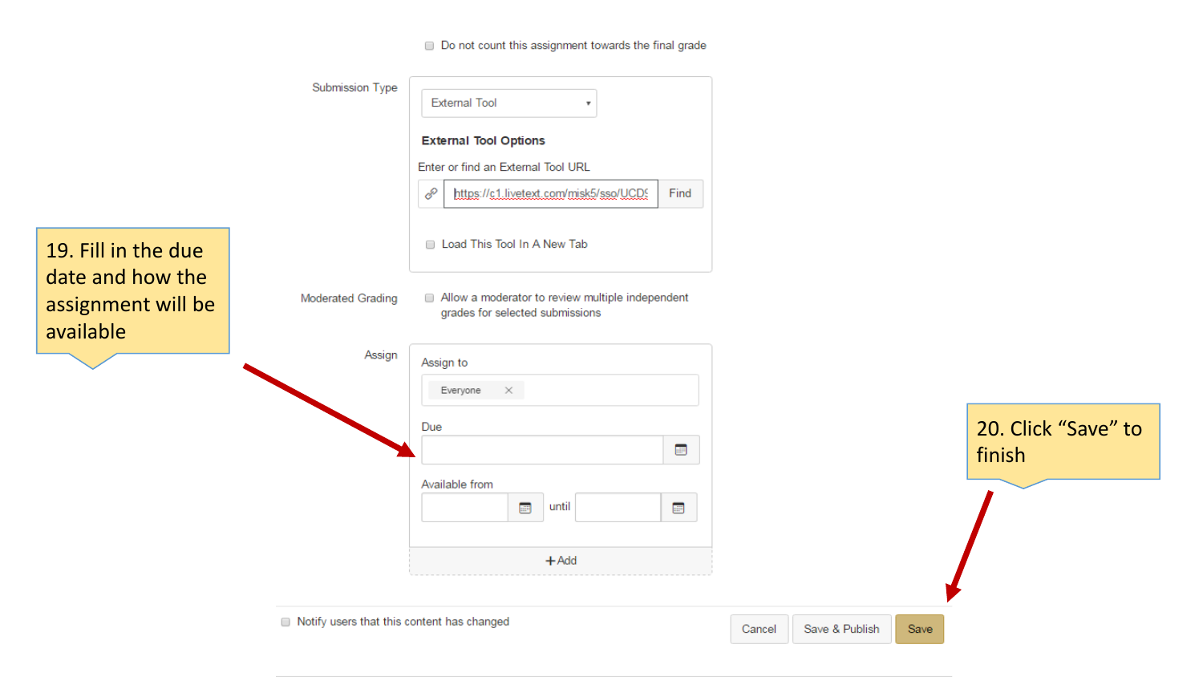Do not count this assignment towards the final grade

Submission Type

External Tool

**External Tool Options**

Enter or find an External Tool URL

https://c1.livetext.com/misk5/sso/UCDS

Find

Load This Tool In A New Tab

Moderated Grading

Allow a moderator to review multiple independent grades for selected submissions

Assign

Assign to

Everyone

Due

Available from

until

+Add

19. Fill in the due date and how the assignment will be available

20. Click "Save" to finish

Notify users that this content has changed

Cancel

Save & Publish

Save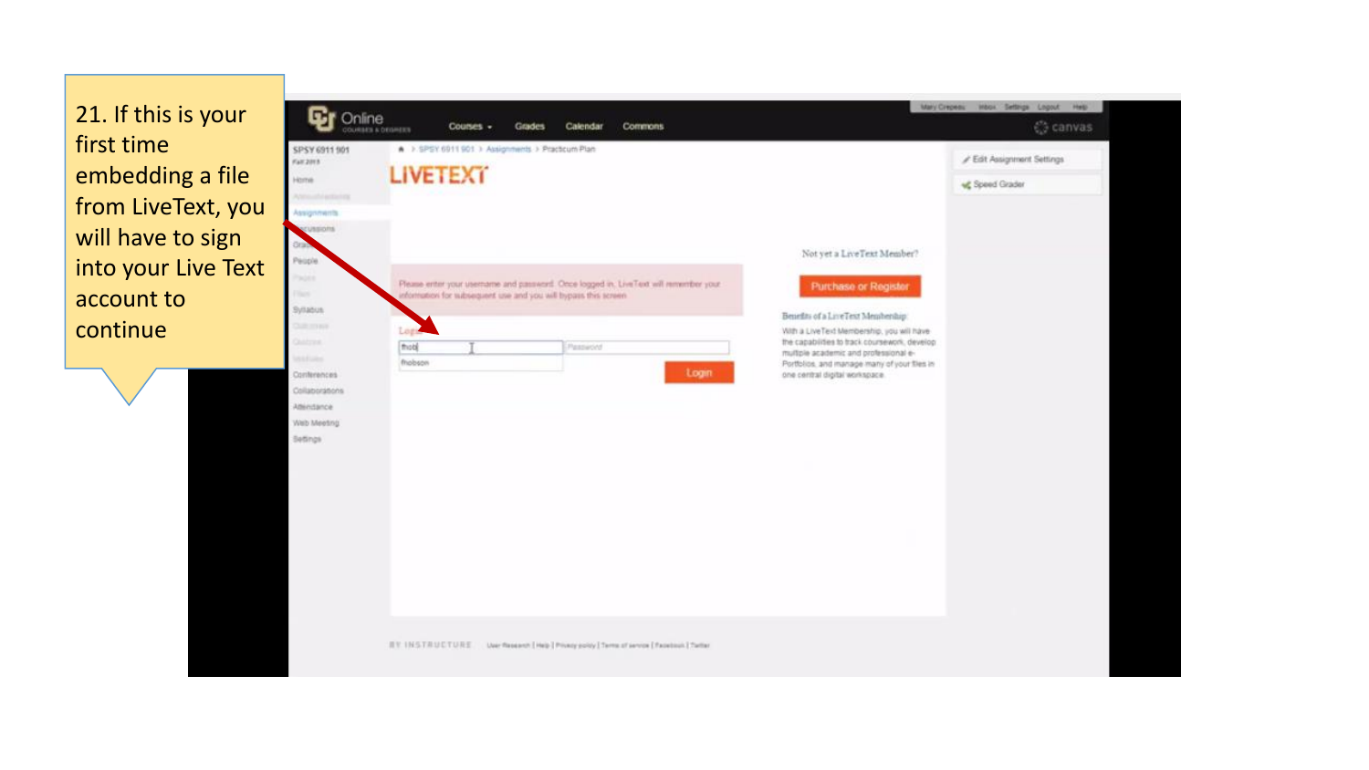21. If this is your first time embedding a file from LiveText, you will have to sign into your Live Text account to continue